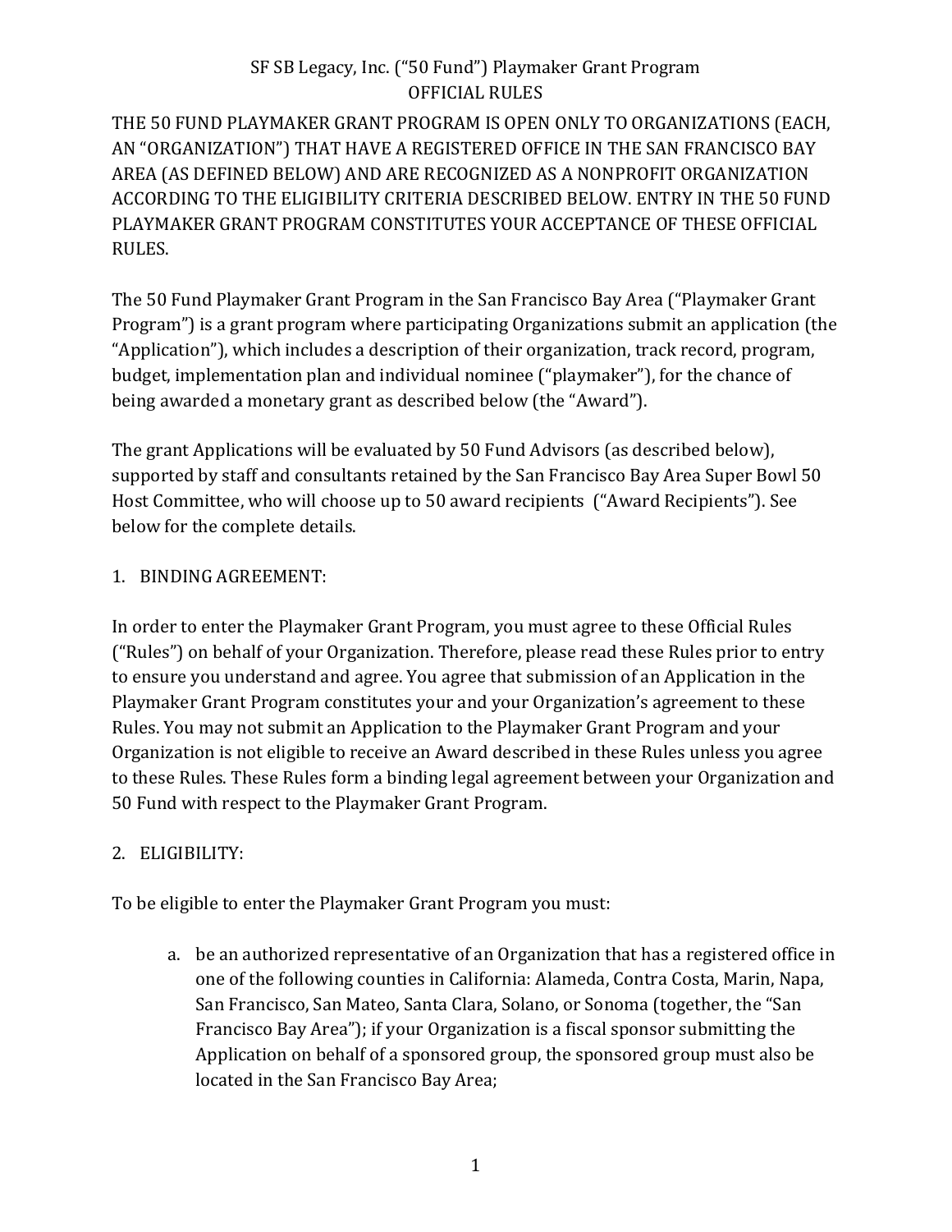# SF SB Legacy, Inc. ("50 Fund") Playmaker Grant Program
## OFFICIAL RULES

THE 50 FUND PLAYMAKER GRANT PROGRAM IS OPEN ONLY TO ORGANIZATIONS (EACH, AN "ORGANIZATION") THAT HAVE A REGISTERED OFFICE IN THE SAN FRANCISCO BAY AREA (AS DEFINED BELOW) AND ARE RECOGNIZED AS A NONPROFIT ORGANIZATION ACCORDING TO THE ELIGIBILITY CRITERIA DESCRIBED BELOW. ENTRY IN THE 50 FUND PLAYMAKER GRANT PROGRAM CONSTITUTES YOUR ACCEPTANCE OF THESE OFFICIAL RULES.

The 50 Fund Playmaker Grant Program in the San Francisco Bay Area ("Playmaker Grant Program") is a grant program where participating Organizations submit an application (the "Application"), which includes a description of their organization, track record, program, budget, implementation plan and individual nominee ("playmaker"), for the chance of being awarded a monetary grant as described below (the "Award").

The grant Applications will be evaluated by 50 Fund Advisors (as described below), supported by staff and consultants retained by the San Francisco Bay Area Super Bowl 50 Host Committee, who will choose up to 50 award recipients ("Award Recipients"). See below for the complete details.

1. BINDING AGREEMENT:

In order to enter the Playmaker Grant Program, you must agree to these Official Rules ("Rules") on behalf of your Organization. Therefore, please read these Rules prior to entry to ensure you understand and agree. You agree that submission of an Application in the Playmaker Grant Program constitutes your and your Organization's agreement to these Rules. You may not submit an Application to the Playmaker Grant Program and your Organization is not eligible to receive an Award described in these Rules unless you agree to these Rules. These Rules form a binding legal agreement between your Organization and 50 Fund with respect to the Playmaker Grant Program.

2. ELIGIBILITY:

To be eligible to enter the Playmaker Grant Program you must:

a. be an authorized representative of an Organization that has a registered office in one of the following counties in California: Alameda, Contra Costa, Marin, Napa, San Francisco, San Mateo, Santa Clara, Solano, or Sonoma (together, the "San Francisco Bay Area"); if your Organization is a fiscal sponsor submitting the Application on behalf of a sponsored group, the sponsored group must also be located in the San Francisco Bay Area;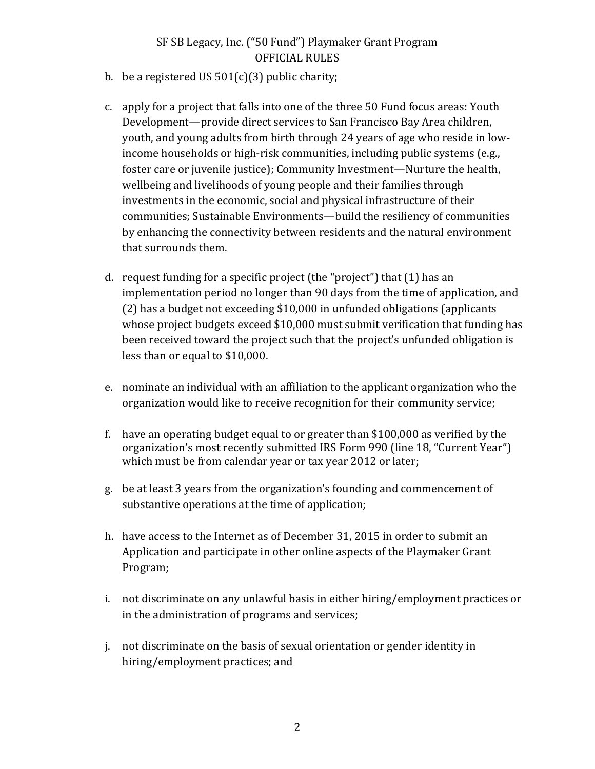b. be a registered US 501(c)(3) public charity;

c. apply for a project that falls into one of the three 50 Fund focus areas: Youth Development—provide direct services to San Francisco Bay Area children, youth, and young adults from birth through 24 years of age who reside in low-income households or high-risk communities, including public systems (e.g., foster care or juvenile justice); Community Investment—Nurture the health, wellbeing and livelihoods of young people and their families through investments in the economic, social and physical infrastructure of their communities; Sustainable Environments—build the resiliency of communities by enhancing the connectivity between residents and the natural environment that surrounds them.

d. request funding for a specific project (the "project") that (1) has an implementation period no longer than 90 days from the time of application, and (2) has a budget not exceeding $10,000 in unfunded obligations (applicants whose project budgets exceed $10,000 must submit verification that funding has been received toward the project such that the project's unfunded obligation is less than or equal to $10,000.

e. nominate an individual with an affiliation to the applicant organization who the organization would like to receive recognition for their community service;

f. have an operating budget equal to or greater than $100,000 as verified by the organization's most recently submitted IRS Form 990 (line 18, "Current Year") which must be from calendar year or tax year 2012 or later;

g. be at least 3 years from the organization's founding and commencement of substantive operations at the time of application;

h. have access to the Internet as of December 31, 2015 in order to submit an Application and participate in other online aspects of the Playmaker Grant Program;

i. not discriminate on any unlawful basis in either hiring/employment practices or in the administration of programs and services;

j. not discriminate on the basis of sexual orientation or gender identity in hiring/employment practices; and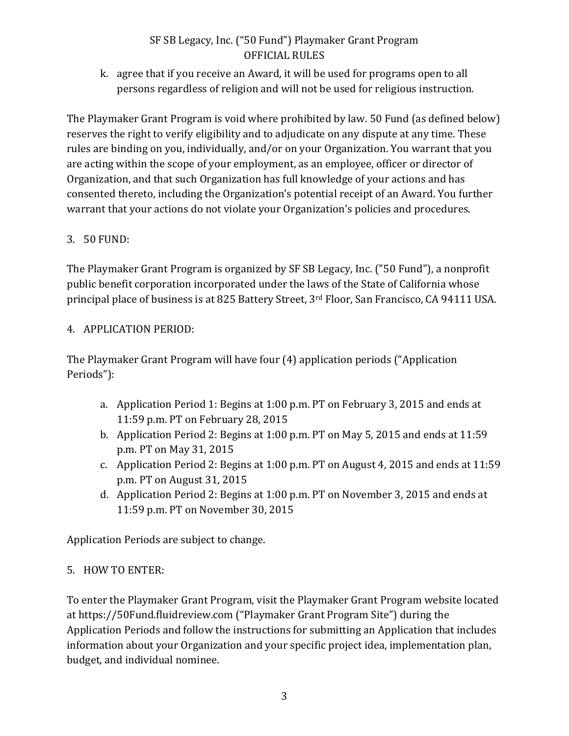k. agree that if you receive an Award, it will be used for programs open to all persons regardless of religion and will not be used for religious instruction.

The Playmaker Grant Program is void where prohibited by law. 50 Fund (as defined below) reserves the right to verify eligibility and to adjudicate on any dispute at any time. These rules are binding on you, individually, and/or on your Organization. You warrant that you are acting within the scope of your employment, as an employee, officer or director of Organization, and that such Organization has full knowledge of your actions and has consented thereto, including the Organization's potential receipt of an Award. You further warrant that your actions do not violate your Organization's policies and procedures.

3. 50 FUND:

The Playmaker Grant Program is organized by SF SB Legacy, Inc. ("50 Fund"), a nonprofit public benefit corporation incorporated under the laws of the State of California whose principal place of business is at 825 Battery Street, 3rd Floor, San Francisco, CA 94111 USA.

4. APPLICATION PERIOD:

The Playmaker Grant Program will have four (4) application periods ("Application Periods"):

a. Application Period 1: Begins at 1:00 p.m. PT on February 3, 2015 and ends at 11:59 p.m. PT on February 28, 2015
b. Application Period 2: Begins at 1:00 p.m. PT on May 5, 2015 and ends at 11:59 p.m. PT on May 31, 2015
c. Application Period 2: Begins at 1:00 p.m. PT on August 4, 2015 and ends at 11:59 p.m. PT on August 31, 2015
d. Application Period 2: Begins at 1:00 p.m. PT on November 3, 2015 and ends at 11:59 p.m. PT on November 30, 2015

Application Periods are subject to change.

5. HOW TO ENTER:

To enter the Playmaker Grant Program, visit the Playmaker Grant Program website located at https://50Fund.fluidreview.com ("Playmaker Grant Program Site") during the Application Periods and follow the instructions for submitting an Application that includes information about your Organization and your specific project idea, implementation plan, budget, and individual nominee.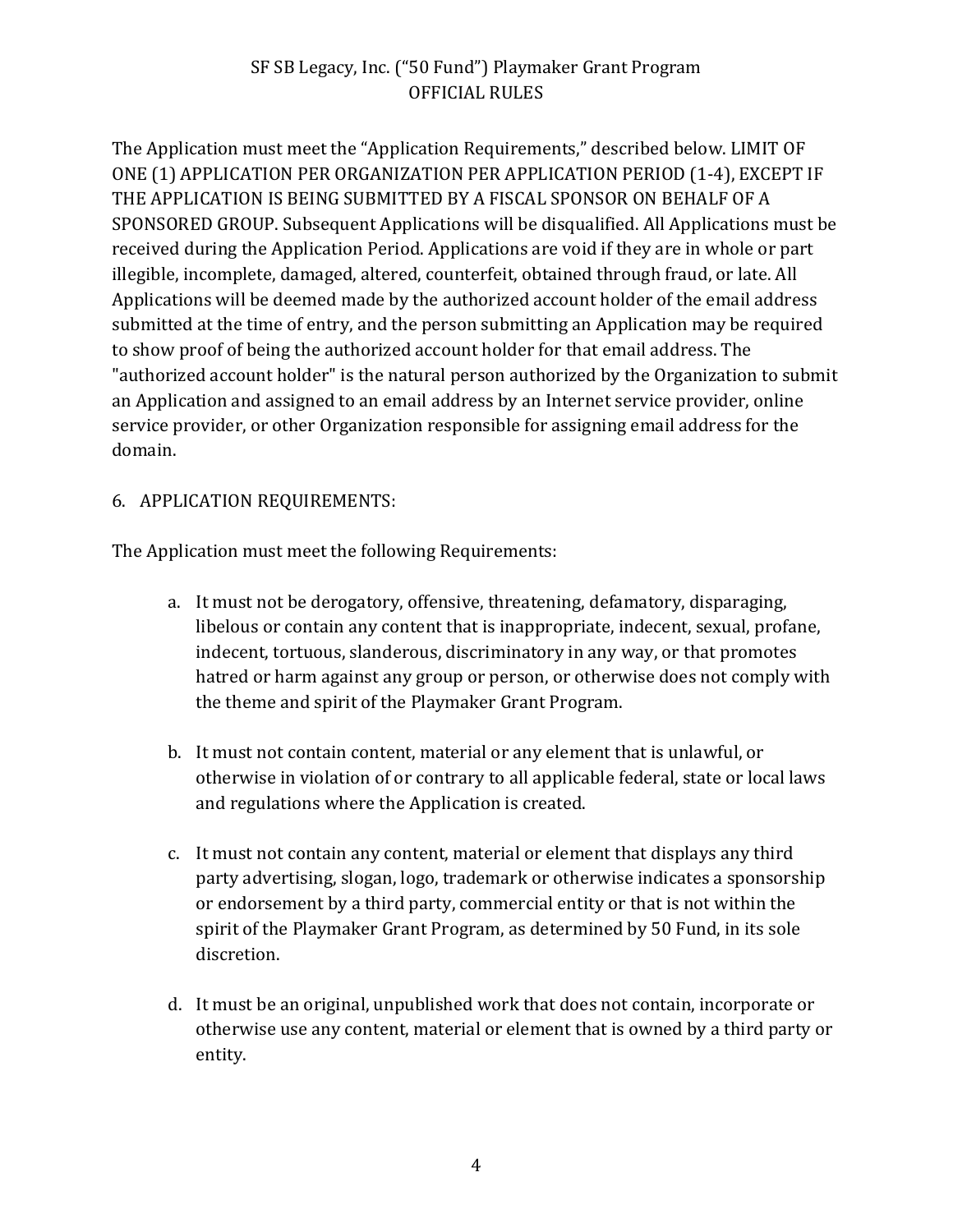The Application must meet the "Application Requirements," described below. LIMIT OF ONE (1) APPLICATION PER ORGANIZATION PER APPLICATION PERIOD (1-4), EXCEPT IF THE APPLICATION IS BEING SUBMITTED BY A FISCAL SPONSOR ON BEHALF OF A SPONSORED GROUP. Subsequent Applications will be disqualified. All Applications must be received during the Application Period. Applications are void if they are in whole or part illegible, incomplete, damaged, altered, counterfeit, obtained through fraud, or late. All Applications will be deemed made by the authorized account holder of the email address submitted at the time of entry, and the person submitting an Application may be required to show proof of being the authorized account holder for that email address. The "authorized account holder" is the natural person authorized by the Organization to submit an Application and assigned to an email address by an Internet service provider, online service provider, or other Organization responsible for assigning email address for the domain.

6. APPLICATION REQUIREMENTS:

The Application must meet the following Requirements:

a. It must not be derogatory, offensive, threatening, defamatory, disparaging, libelous or contain any content that is inappropriate, indecent, sexual, profane, indecent, tortuous, slanderous, discriminatory in any way, or that promotes hatred or harm against any group or person, or otherwise does not comply with the theme and spirit of the Playmaker Grant Program.

b. It must not contain content, material or any element that is unlawful, or otherwise in violation of or contrary to all applicable federal, state or local laws and regulations where the Application is created.

c. It must not contain any content, material or element that displays any third party advertising, slogan, logo, trademark or otherwise indicates a sponsorship or endorsement by a third party, commercial entity or that is not within the spirit of the Playmaker Grant Program, as determined by 50 Fund, in its sole discretion.

d. It must be an original, unpublished work that does not contain, incorporate or otherwise use any content, material or element that is owned by a third party or entity.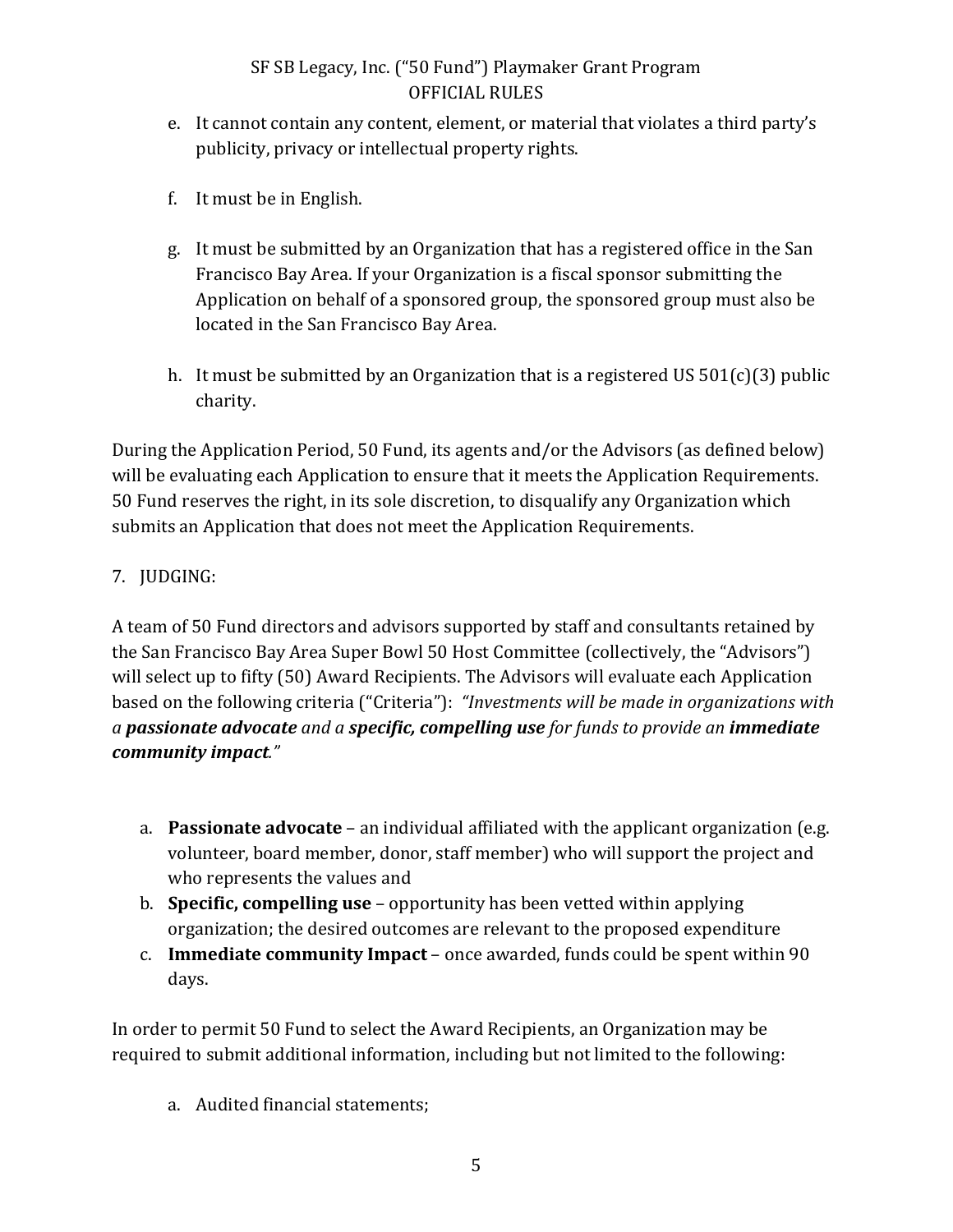e. It cannot contain any content, element, or material that violates a third party's publicity, privacy or intellectual property rights.

f. It must be in English.

g. It must be submitted by an Organization that has a registered office in the San Francisco Bay Area. If your Organization is a fiscal sponsor submitting the Application on behalf of a sponsored group, the sponsored group must also be located in the San Francisco Bay Area.

h. It must be submitted by an Organization that is a registered US 501(c)(3) public charity.

During the Application Period, 50 Fund, its agents and/or the Advisors (as defined below) will be evaluating each Application to ensure that it meets the Application Requirements. 50 Fund reserves the right, in its sole discretion, to disqualify any Organization which submits an Application that does not meet the Application Requirements.

7. JUDGING:

A team of 50 Fund directors and advisors supported by staff and consultants retained by the San Francisco Bay Area Super Bowl 50 Host Committee (collectively, the "Advisors") will select up to fifty (50) Award Recipients. The Advisors will evaluate each Application based on the following criteria ("Criteria"): *"Investments will be made in organizations with a **passionate advocate** and a **specific, compelling use** for funds to provide an **immediate community impact**."*

a. **Passionate advocate** – an individual affiliated with the applicant organization (e.g. volunteer, board member, donor, staff member) who will support the project and who represents the values and
b. **Specific, compelling use** – opportunity has been vetted within applying organization; the desired outcomes are relevant to the proposed expenditure
c. **Immediate community Impact** – once awarded, funds could be spent within 90 days.

In order to permit 50 Fund to select the Award Recipients, an Organization may be required to submit additional information, including but not limited to the following:

a. Audited financial statements;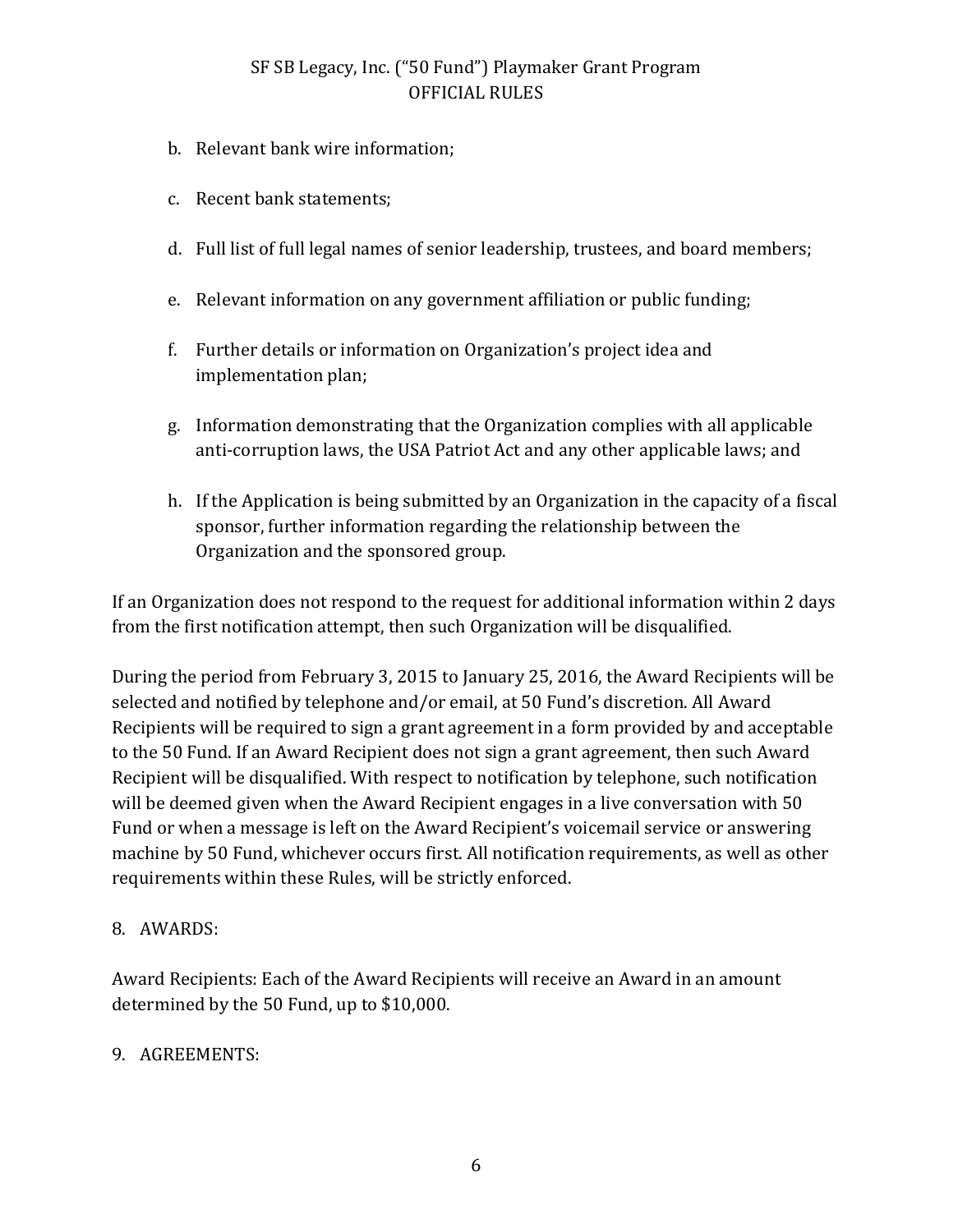b. Relevant bank wire information;

c. Recent bank statements;

d. Full list of full legal names of senior leadership, trustees, and board members;

e. Relevant information on any government affiliation or public funding;

f. Further details or information on Organization's project idea and implementation plan;

g. Information demonstrating that the Organization complies with all applicable anti-corruption laws, the USA Patriot Act and any other applicable laws; and

h. If the Application is being submitted by an Organization in the capacity of a fiscal sponsor, further information regarding the relationship between the Organization and the sponsored group.

If an Organization does not respond to the request for additional information within 2 days from the first notification attempt, then such Organization will be disqualified.

During the period from February 3, 2015 to January 25, 2016, the Award Recipients will be selected and notified by telephone and/or email, at 50 Fund's discretion. All Award Recipients will be required to sign a grant agreement in a form provided by and acceptable to the 50 Fund. If an Award Recipient does not sign a grant agreement, then such Award Recipient will be disqualified. With respect to notification by telephone, such notification will be deemed given when the Award Recipient engages in a live conversation with 50 Fund or when a message is left on the Award Recipient's voicemail service or answering machine by 50 Fund, whichever occurs first. All notification requirements, as well as other requirements within these Rules, will be strictly enforced.

8. AWARDS:

Award Recipients: Each of the Award Recipients will receive an Award in an amount determined by the 50 Fund, up to $10,000.

9. AGREEMENTS: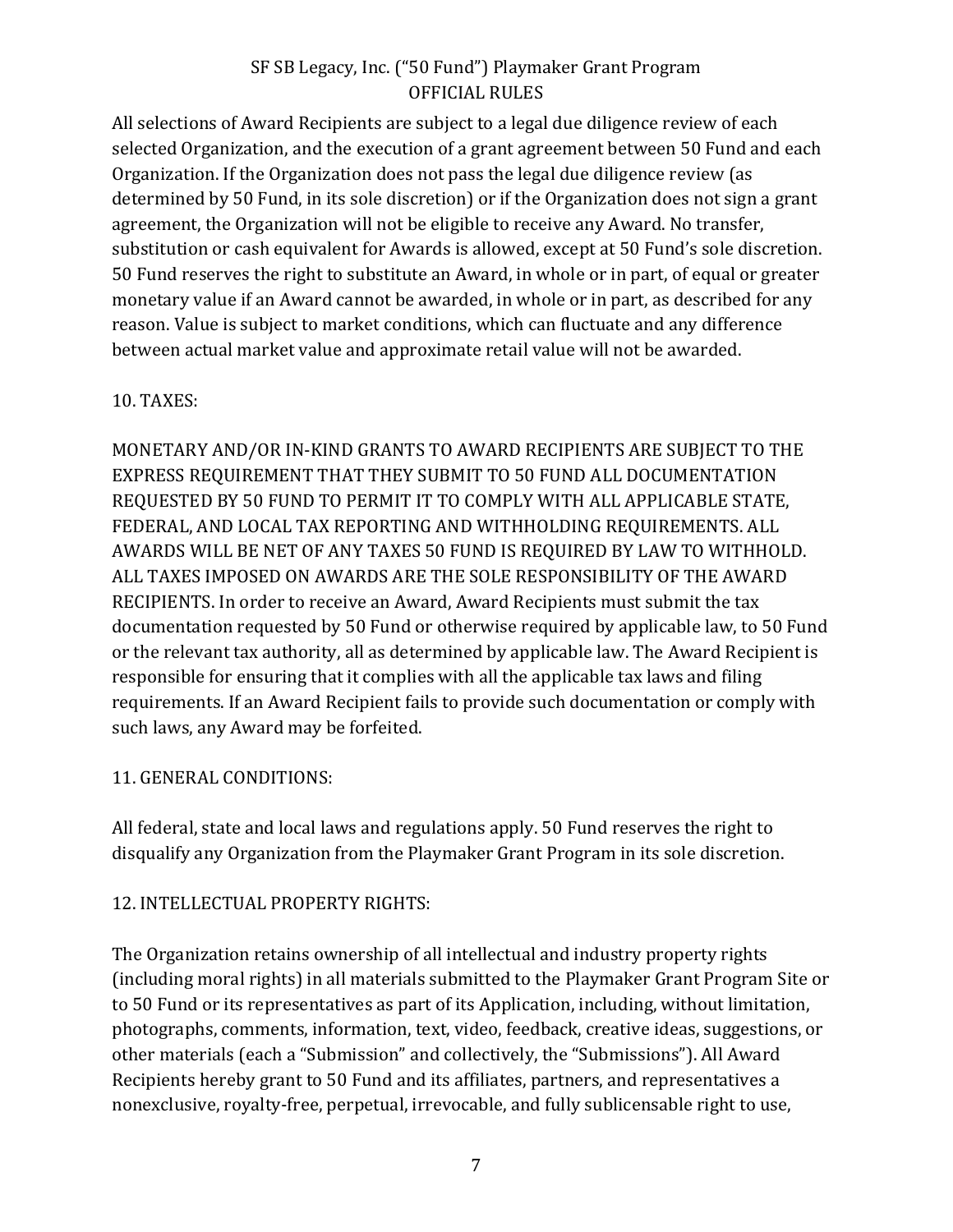All selections of Award Recipients are subject to a legal due diligence review of each selected Organization, and the execution of a grant agreement between 50 Fund and each Organization. If the Organization does not pass the legal due diligence review (as determined by 50 Fund, in its sole discretion) or if the Organization does not sign a grant agreement, the Organization will not be eligible to receive any Award. No transfer, substitution or cash equivalent for Awards is allowed, except at 50 Fund's sole discretion. 50 Fund reserves the right to substitute an Award, in whole or in part, of equal or greater monetary value if an Award cannot be awarded, in whole or in part, as described for any reason. Value is subject to market conditions, which can fluctuate and any difference between actual market value and approximate retail value will not be awarded.

10. TAXES:

MONETARY AND/OR IN-KIND GRANTS TO AWARD RECIPIENTS ARE SUBJECT TO THE EXPRESS REQUIREMENT THAT THEY SUBMIT TO 50 FUND ALL DOCUMENTATION REQUESTED BY 50 FUND TO PERMIT IT TO COMPLY WITH ALL APPLICABLE STATE, FEDERAL, AND LOCAL TAX REPORTING AND WITHHOLDING REQUIREMENTS. ALL AWARDS WILL BE NET OF ANY TAXES 50 FUND IS REQUIRED BY LAW TO WITHHOLD. ALL TAXES IMPOSED ON AWARDS ARE THE SOLE RESPONSIBILITY OF THE AWARD RECIPIENTS. In order to receive an Award, Award Recipients must submit the tax documentation requested by 50 Fund or otherwise required by applicable law, to 50 Fund or the relevant tax authority, all as determined by applicable law. The Award Recipient is responsible for ensuring that it complies with all the applicable tax laws and filing requirements. If an Award Recipient fails to provide such documentation or comply with such laws, any Award may be forfeited.

11. GENERAL CONDITIONS:

All federal, state and local laws and regulations apply. 50 Fund reserves the right to disqualify any Organization from the Playmaker Grant Program in its sole discretion.

12. INTELLECTUAL PROPERTY RIGHTS:

The Organization retains ownership of all intellectual and industry property rights (including moral rights) in all materials submitted to the Playmaker Grant Program Site or to 50 Fund or its representatives as part of its Application, including, without limitation, photographs, comments, information, text, video, feedback, creative ideas, suggestions, or other materials (each a "Submission" and collectively, the "Submissions"). All Award Recipients hereby grant to 50 Fund and its affiliates, partners, and representatives a nonexclusive, royalty-free, perpetual, irrevocable, and fully sublicensable right to use,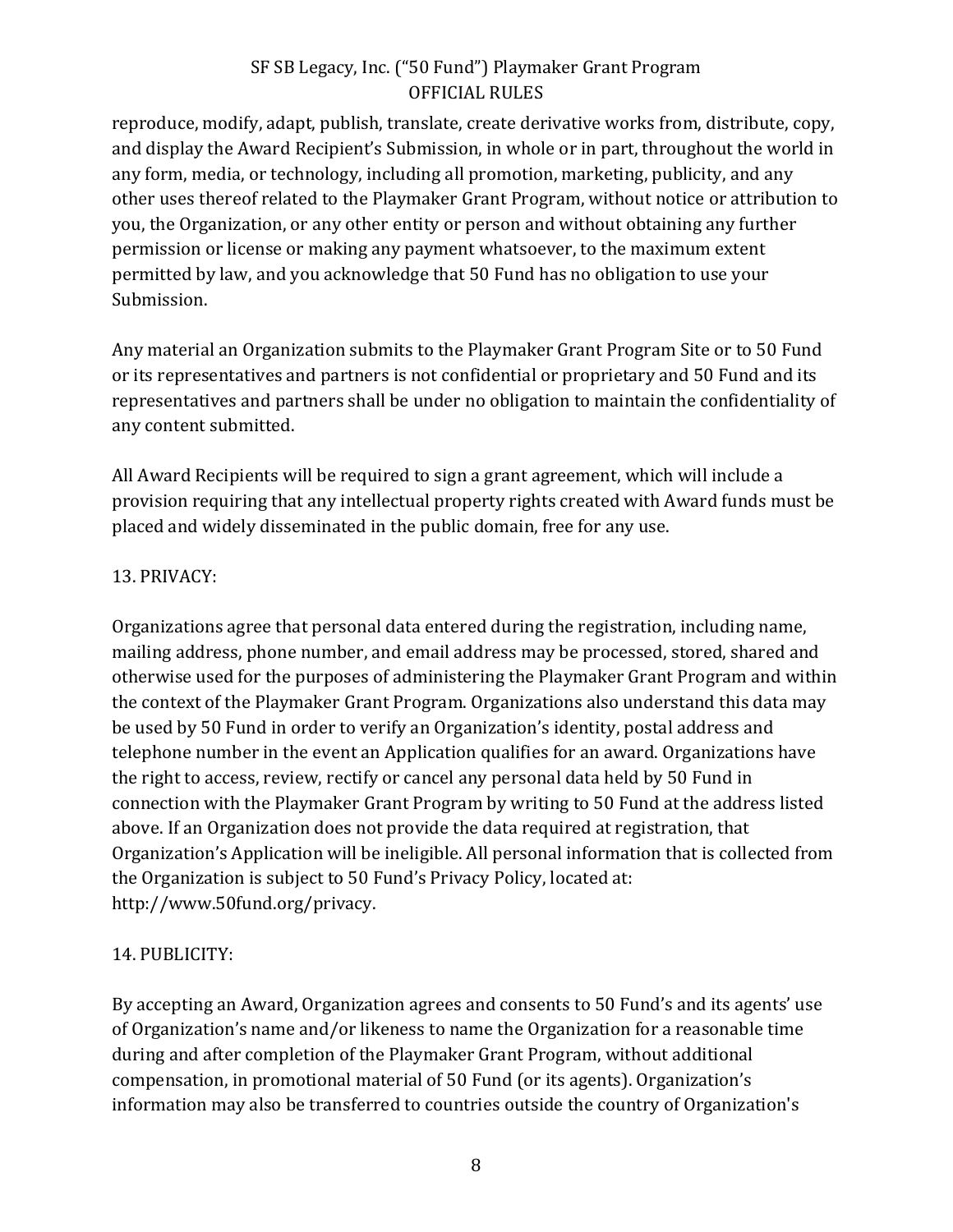reproduce, modify, adapt, publish, translate, create derivative works from, distribute, copy, and display the Award Recipient's Submission, in whole or in part, throughout the world in any form, media, or technology, including all promotion, marketing, publicity, and any other uses thereof related to the Playmaker Grant Program, without notice or attribution to you, the Organization, or any other entity or person and without obtaining any further permission or license or making any payment whatsoever, to the maximum extent permitted by law, and you acknowledge that 50 Fund has no obligation to use your Submission.

Any material an Organization submits to the Playmaker Grant Program Site or to 50 Fund or its representatives and partners is not confidential or proprietary and 50 Fund and its representatives and partners shall be under no obligation to maintain the confidentiality of any content submitted.

All Award Recipients will be required to sign a grant agreement, which will include a provision requiring that any intellectual property rights created with Award funds must be placed and widely disseminated in the public domain, free for any use.

13. PRIVACY:

Organizations agree that personal data entered during the registration, including name, mailing address, phone number, and email address may be processed, stored, shared and otherwise used for the purposes of administering the Playmaker Grant Program and within the context of the Playmaker Grant Program. Organizations also understand this data may be used by 50 Fund in order to verify an Organization's identity, postal address and telephone number in the event an Application qualifies for an award. Organizations have the right to access, review, rectify or cancel any personal data held by 50 Fund in connection with the Playmaker Grant Program by writing to 50 Fund at the address listed above. If an Organization does not provide the data required at registration, that Organization's Application will be ineligible. All personal information that is collected from the Organization is subject to 50 Fund's Privacy Policy, located at: http://www.50fund.org/privacy.

14. PUBLICITY:

By accepting an Award, Organization agrees and consents to 50 Fund's and its agents' use of Organization's name and/or likeness to name the Organization for a reasonable time during and after completion of the Playmaker Grant Program, without additional compensation, in promotional material of 50 Fund (or its agents). Organization's information may also be transferred to countries outside the country of Organization's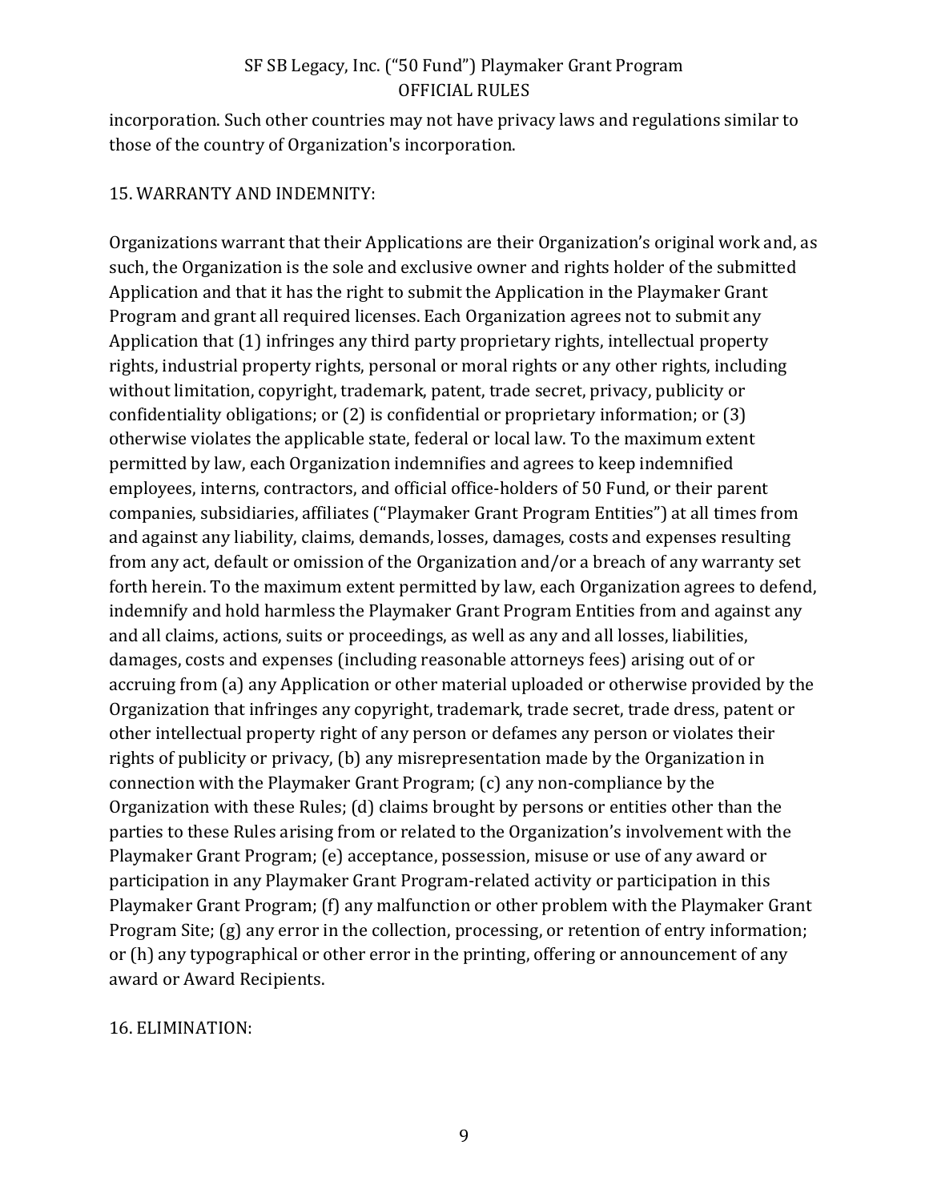incorporation. Such other countries may not have privacy laws and regulations similar to those of the country of Organization's incorporation.

15. WARRANTY AND INDEMNITY:

Organizations warrant that their Applications are their Organization's original work and, as such, the Organization is the sole and exclusive owner and rights holder of the submitted Application and that it has the right to submit the Application in the Playmaker Grant Program and grant all required licenses. Each Organization agrees not to submit any Application that (1) infringes any third party proprietary rights, intellectual property rights, industrial property rights, personal or moral rights or any other rights, including without limitation, copyright, trademark, patent, trade secret, privacy, publicity or confidentiality obligations; or (2) is confidential or proprietary information; or (3) otherwise violates the applicable state, federal or local law. To the maximum extent permitted by law, each Organization indemnifies and agrees to keep indemnified employees, interns, contractors, and official office-holders of 50 Fund, or their parent companies, subsidiaries, affiliates ("Playmaker Grant Program Entities") at all times from and against any liability, claims, demands, losses, damages, costs and expenses resulting from any act, default or omission of the Organization and/or a breach of any warranty set forth herein. To the maximum extent permitted by law, each Organization agrees to defend, indemnify and hold harmless the Playmaker Grant Program Entities from and against any and all claims, actions, suits or proceedings, as well as any and all losses, liabilities, damages, costs and expenses (including reasonable attorneys fees) arising out of or accruing from (a) any Application or other material uploaded or otherwise provided by the Organization that infringes any copyright, trademark, trade secret, trade dress, patent or other intellectual property right of any person or defames any person or violates their rights of publicity or privacy, (b) any misrepresentation made by the Organization in connection with the Playmaker Grant Program; (c) any non-compliance by the Organization with these Rules; (d) claims brought by persons or entities other than the parties to these Rules arising from or related to the Organization's involvement with the Playmaker Grant Program; (e) acceptance, possession, misuse or use of any award or participation in any Playmaker Grant Program-related activity or participation in this Playmaker Grant Program; (f) any malfunction or other problem with the Playmaker Grant Program Site; (g) any error in the collection, processing, or retention of entry information; or (h) any typographical or other error in the printing, offering or announcement of any award or Award Recipients.

16. ELIMINATION: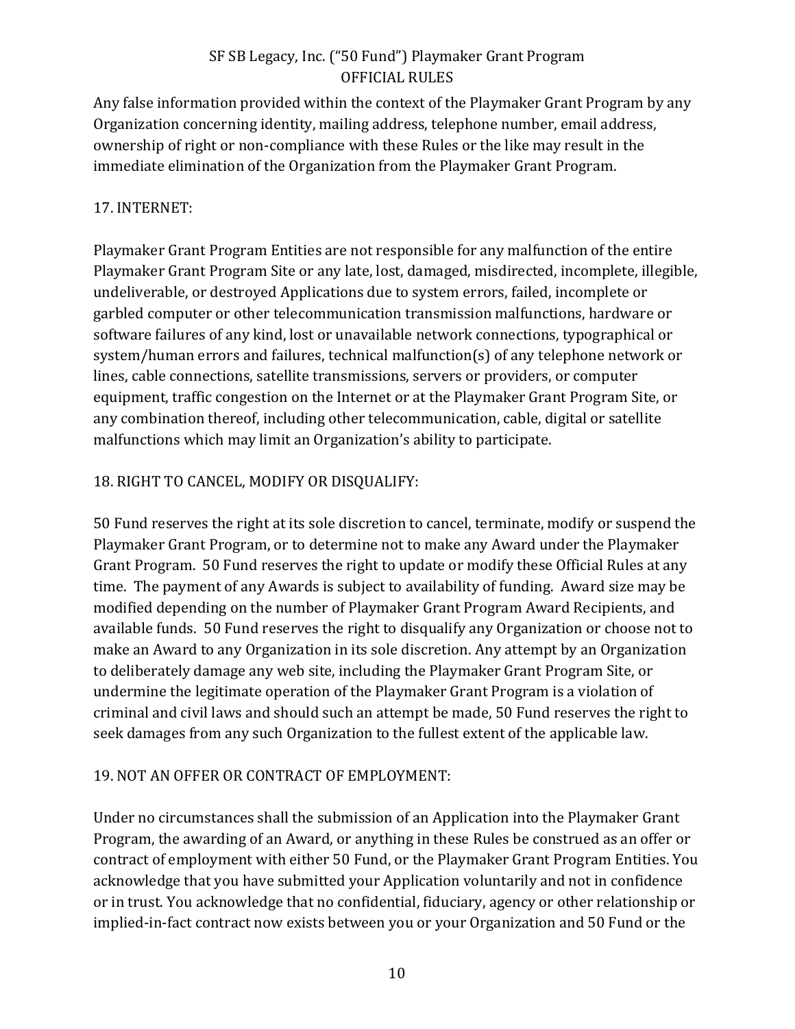Any false information provided within the context of the Playmaker Grant Program by any Organization concerning identity, mailing address, telephone number, email address, ownership of right or non-compliance with these Rules or the like may result in the immediate elimination of the Organization from the Playmaker Grant Program.

## 17. INTERNET:

Playmaker Grant Program Entities are not responsible for any malfunction of the entire Playmaker Grant Program Site or any late, lost, damaged, misdirected, incomplete, illegible, undeliverable, or destroyed Applications due to system errors, failed, incomplete or garbled computer or other telecommunication transmission malfunctions, hardware or software failures of any kind, lost or unavailable network connections, typographical or system/human errors and failures, technical malfunction(s) of any telephone network or lines, cable connections, satellite transmissions, servers or providers, or computer equipment, traffic congestion on the Internet or at the Playmaker Grant Program Site, or any combination thereof, including other telecommunication, cable, digital or satellite malfunctions which may limit an Organization's ability to participate.

## 18. RIGHT TO CANCEL, MODIFY OR DISQUALIFY:

50 Fund reserves the right at its sole discretion to cancel, terminate, modify or suspend the Playmaker Grant Program, or to determine not to make any Award under the Playmaker Grant Program. 50 Fund reserves the right to update or modify these Official Rules at any time. The payment of any Awards is subject to availability of funding. Award size may be modified depending on the number of Playmaker Grant Program Award Recipients, and available funds. 50 Fund reserves the right to disqualify any Organization or choose not to make an Award to any Organization in its sole discretion. Any attempt by an Organization to deliberately damage any web site, including the Playmaker Grant Program Site, or undermine the legitimate operation of the Playmaker Grant Program is a violation of criminal and civil laws and should such an attempt be made, 50 Fund reserves the right to seek damages from any such Organization to the fullest extent of the applicable law.

## 19. NOT AN OFFER OR CONTRACT OF EMPLOYMENT:

Under no circumstances shall the submission of an Application into the Playmaker Grant Program, the awarding of an Award, or anything in these Rules be construed as an offer or contract of employment with either 50 Fund, or the Playmaker Grant Program Entities. You acknowledge that you have submitted your Application voluntarily and not in confidence or in trust. You acknowledge that no confidential, fiduciary, agency or other relationship or implied-in-fact contract now exists between you or your Organization and 50 Fund or the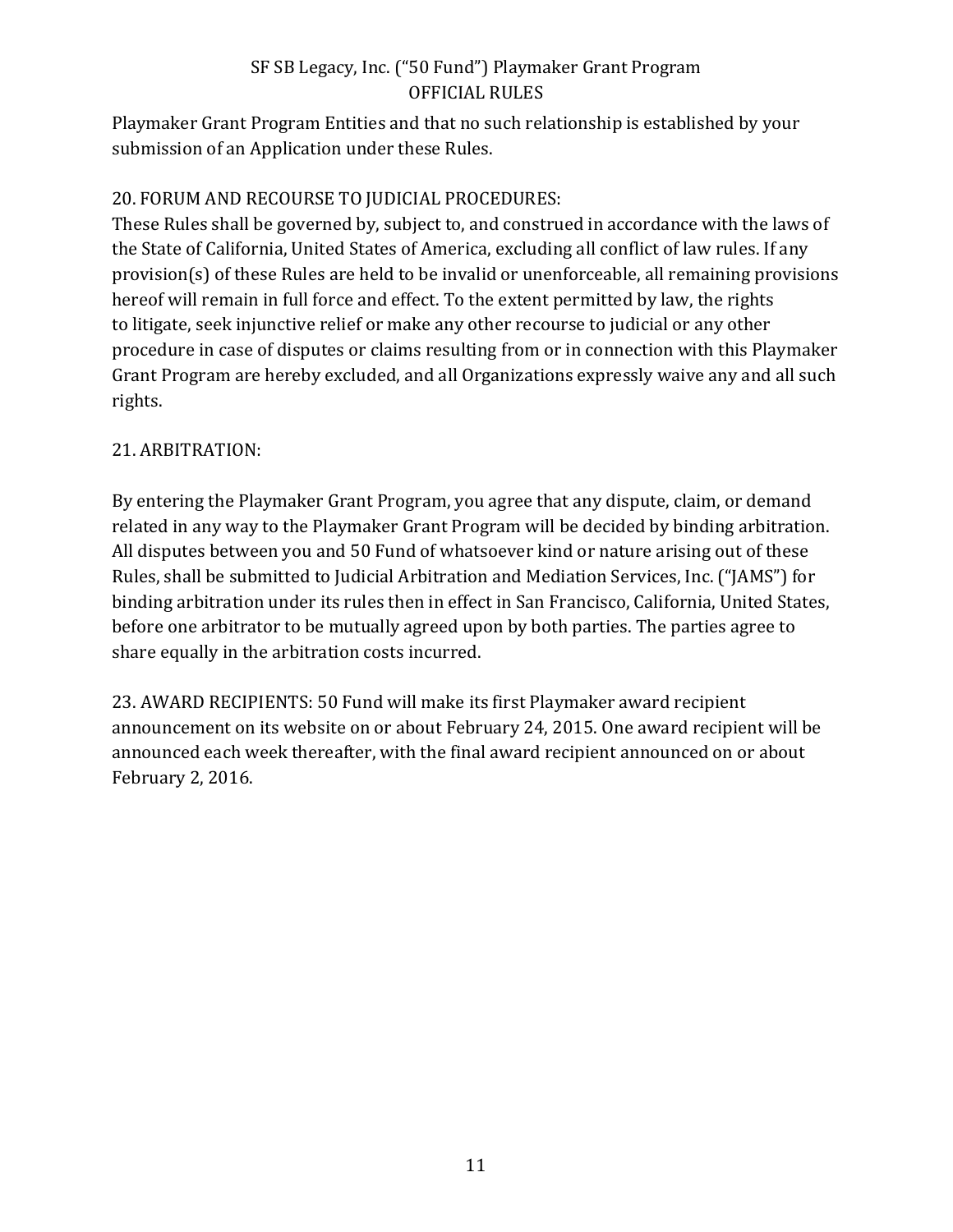Playmaker Grant Program Entities and that no such relationship is established by your submission of an Application under these Rules.

20. FORUM AND RECOURSE TO JUDICIAL PROCEDURES:
These Rules shall be governed by, subject to, and construed in accordance with the laws of the State of California, United States of America, excluding all conflict of law rules. If any provision(s) of these Rules are held to be invalid or unenforceable, all remaining provisions hereof will remain in full force and effect. To the extent permitted by law, the rights to litigate, seek injunctive relief or make any other recourse to judicial or any other procedure in case of disputes or claims resulting from or in connection with this Playmaker Grant Program are hereby excluded, and all Organizations expressly waive any and all such rights.

21. ARBITRATION:

By entering the Playmaker Grant Program, you agree that any dispute, claim, or demand related in any way to the Playmaker Grant Program will be decided by binding arbitration. All disputes between you and 50 Fund of whatsoever kind or nature arising out of these Rules, shall be submitted to Judicial Arbitration and Mediation Services, Inc. ("JAMS") for binding arbitration under its rules then in effect in San Francisco, California, United States, before one arbitrator to be mutually agreed upon by both parties. The parties agree to share equally in the arbitration costs incurred.

23. AWARD RECIPIENTS: 50 Fund will make its first Playmaker award recipient announcement on its website on or about February 24, 2015. One award recipient will be announced each week thereafter, with the final award recipient announced on or about February 2, 2016.